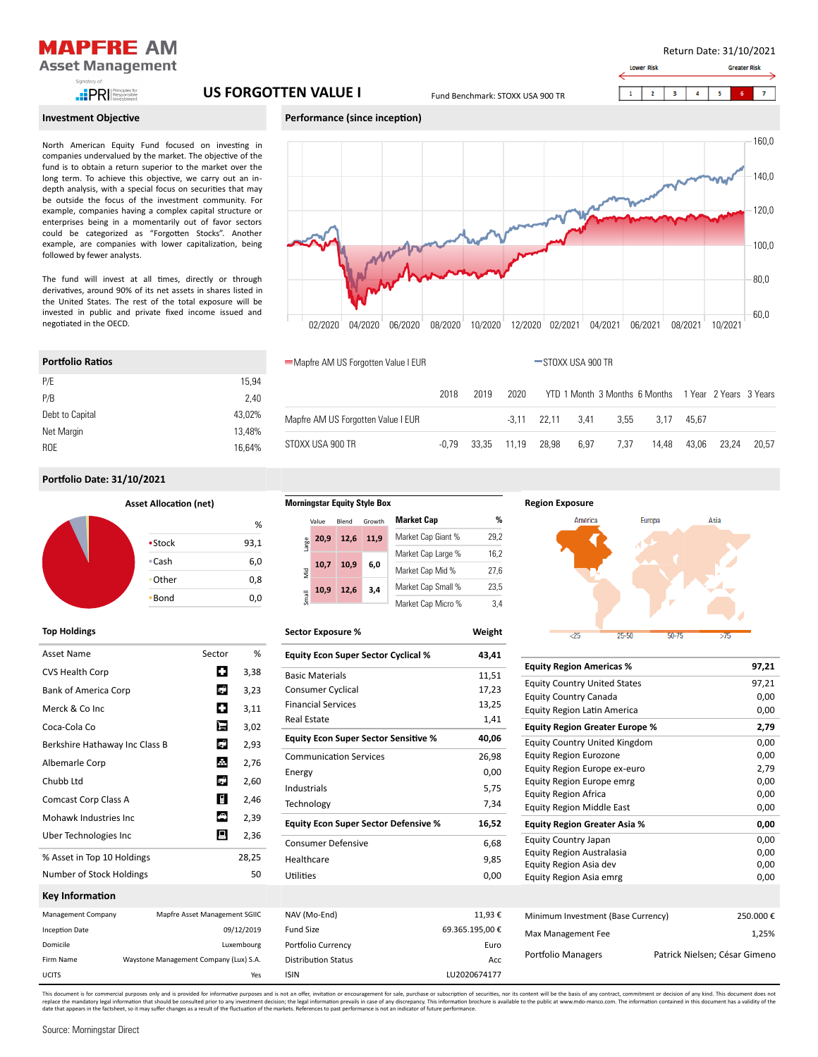# MAPFRE AM Asset Management

Signatory of: PRI Principles for Responsible Investment

## US FORGOTTEN VALUE I

Fund Benchmark: STOXX USA 900 TR

Return Date: 31/10/2021

Lower Risk → Greater Risk

| 1 | 2 | 3 | 4 | 5 | **6** | 7 |
|---|---|---|---|---|---|---|

### Investment Objective

North American Equity Fund focused on investing in companies undervalued by the market. The objective of the fund is to obtain a return superior to the market over the long term. To achieve this objective, we carry out an in-depth analysis, with a special focus on securities that may be outside the focus of the investment community. For example, companies having a complex capital structure or enterprises being in a momentarily out of favor sectors could be categorized as "Forgotten Stocks". Another example, are companies with lower capitalization, being followed by fewer analysts.

The fund will invest at all times, directly or through derivatives, around 90% of its net assets in shares listed in the United States. The rest of the total exposure will be invested in public and private fixed income issued and negotiated in the OECD.

### Performance (since inception)

Mapfre AM US Forgotten Value I EUR — STOXX USA 900 TR

|  | 2018 | 2019 | 2020 | YTD | 1 Month | 3 Months | 6 Months | 1 Year | 2 Years | 3 Years |
|---|---|---|---|---|---|---|---|---|---|---|
| Mapfre AM US Forgotten Value I EUR |  |  | -3,11 | 22,11 | 3,41 | 3,55 | 3,17 | 45,67 |  |  |
| STOXX USA 900 TR | -0,79 | 33,35 | 11,19 | 28,98 | 6,97 | 7,37 | 14,48 | 43,06 | 23,24 | 20,57 |

### Portfolio Ratios

| Ratio | Value |
|---|---|
| P/E | 15,94 |
| P/B | 2,40 |
| Debt to Capital | 43,02% |
| Net Margin | 13,48% |
| ROE | 16,64% |

### Portfolio Date: 31/10/2021

#### Asset Allocation (net)

|  | % |
|---|---|
| Stock | 93,1 |
| Cash | 6,0 |
| Other | 0,8 |
| Bond | 0,0 |

#### Morningstar Equity Style Box

|  | Value | Blend | Growth |
|---|---|---|---|
| Large | 20,9 | 12,6 | 11,9 |
| Mid | 10,7 | 10,9 | 6,0 |
| Small | 10,9 | 12,6 | 3,4 |

| Market Cap | % |
|---|---|
| Market Cap Giant % | 29,2 |
| Market Cap Large % | 16,2 |
| Market Cap Mid % | 27,6 |
| Market Cap Small % | 23,5 |
| Market Cap Micro % | 3,4 |

#### Region Exposure

America — Europa — Asia (<25, 25-50, 50-75, >75)

### Top Holdings

| Asset Name | % |
|---|---|
| CVS Health Corp | 3,38 |
| Bank of America Corp | 3,23 |
| Merck & Co Inc | 3,11 |
| Coca-Cola Co | 3,02 |
| Berkshire Hathaway Inc Class B | 2,93 |
| Albemarle Corp | 2,76 |
| Chubb Ltd | 2,60 |
| Comcast Corp Class A | 2,46 |
| Mohawk Industries Inc | 2,39 |
| Uber Technologies Inc | 2,36 |
| % Asset in Top 10 Holdings | 28,25 |
| Number of Stock Holdings | 50 |

### Sector Exposure %

| Sector | Weight |
|---|---|
| **Equity Econ Super Sector Cyclical %** | **43,41** |
| Basic Materials | 11,51 |
| Consumer Cyclical | 17,23 |
| Financial Services | 13,25 |
| Real Estate | 1,41 |
| **Equity Econ Super Sector Sensitive %** | **40,06** |
| Communication Services | 26,98 |
| Energy | 0,00 |
| Industrials | 5,75 |
| Technology | 7,34 |
| **Equity Econ Super Sector Defensive %** | **16,52** |
| Consumer Defensive | 6,68 |
| Healthcare | 9,85 |
| Utilities | 0,00 |

### Region

| Region | % |
|---|---|
| **Equity Region Americas %** | **97,21** |
| Equity Country United States | 97,21 |
| Equity Country Canada | 0,00 |
| Equity Region Latin America | 0,00 |
| **Equity Region Greater Europe %** | **2,79** |
| Equity Country United Kingdom | 0,00 |
| Equity Region Eurozone | 0,00 |
| Equity Region Europe ex-euro | 2,79 |
| Equity Region Europe emrg | 0,00 |
| Equity Region Africa | 0,00 |
| Equity Region Middle East | 0,00 |
| **Equity Region Greater Asia %** | **0,00** |
| Equity Country Japan | 0,00 |
| Equity Region Australasia | 0,00 |
| Equity Region Asia dev | 0,00 |
| Equity Region Asia emrg | 0,00 |

### Key Information

| | |
|---|---|
| Management Company | Mapfre Asset Management SGIIC |
| Inception Date | 09/12/2019 |
| Domicile | Luxembourg |
| Firm Name | Waystone Management Company (Lux) S.A. |
| UCITS | Yes |
| NAV (Mo-End) | 11,93 € |
| Fund Size | 69.365.195,00 € |
| Portfolio Currency | Euro |
| Distribution Status | Acc |
| ISIN | LU2020674177 |
| Minimum Investment (Base Currency) | 250.000 € |
| Max Management Fee | 1,25% |
| Portfolio Managers | Patrick Nielsen; César Gimeno |

This document is for commercial purposes only and is provided for informative purposes and is not an offer, invitation or encouragement for sale, purchase or subscription of securities, nor its content will be the basis of any contract, commitment or decision of any kind. This document does not replace the mandatory legal information that should be consulted prior to any investment decision; the legal information prevails in case of any discrepancy. This information brochure is available to the public at www.mdo-manco.com. The information contained in this document has a validity of the date that appears in the factsheet, so it may suffer changes as a result of the fluctuation of the markets. References to past performance is not an indicator of future performance.

Source: Morningstar Direct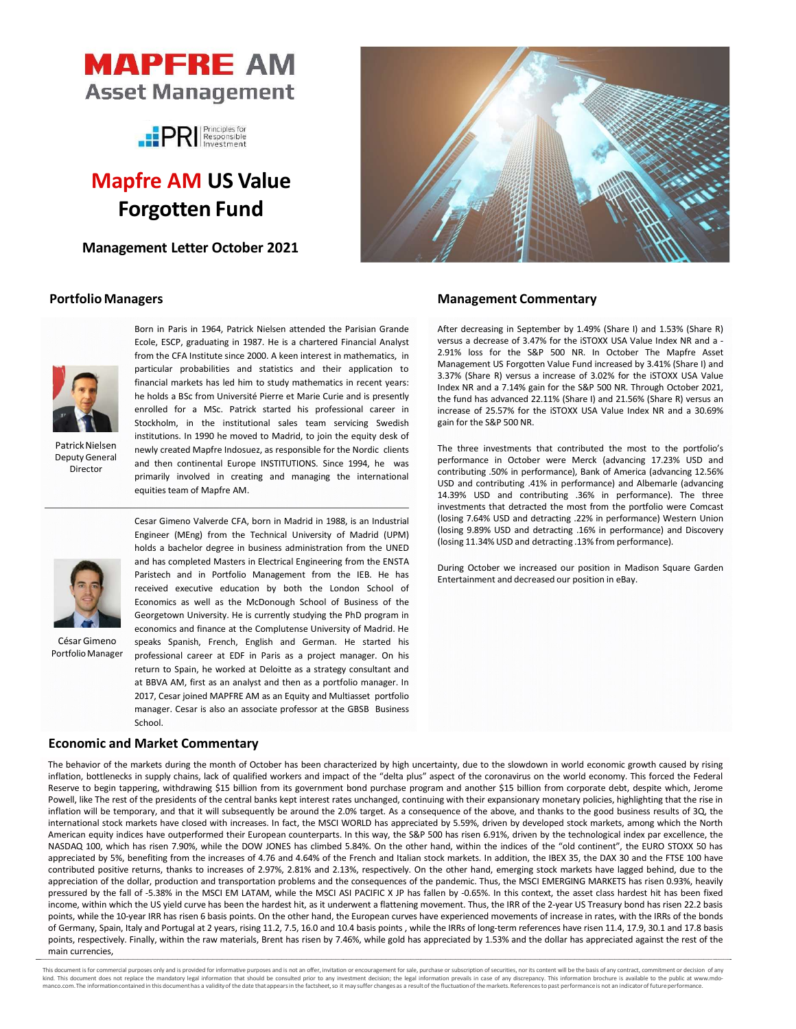# MAPFRE AM Asset Management

PRI Principles for Responsible Investment

# Mapfre AM US Value Forgotten Fund

**Management Letter October 2021**

## Portfolio Managers

Born in Paris in 1964, Patrick Nielsen attended the Parisian Grande Ecole, ESCP, graduating in 1987. He is a chartered Financial Analyst from the CFA Institute since 2000. A keen interest in mathematics, in particular probabilities and statistics and their application to financial markets has led him to study mathematics in recent years: he holds a BSc from Université Pierre et Marie Curie and is presently enrolled for a MSc. Patrick started his professional career in Stockholm, in the institutional sales team servicing Swedish institutions. In 1990 he moved to Madrid, to join the equity desk of newly created Mapfre Indosuez, as responsible for the Nordic clients and then continental Europe INSTITUTIONS. Since 1994, he was primarily involved in creating and managing the international equities team of Mapfre AM.

Patrick Nielsen
Deputy General Director

Cesar Gimeno Valverde CFA, born in Madrid in 1988, is an Industrial Engineer (MEng) from the Technical University of Madrid (UPM) holds a bachelor degree in business administration from the UNED and has completed Masters in Electrical Engineering from the ENSTA Paristech and in Portfolio Management from the IEB. He has received executive education by both the London School of Economics as well as the McDonough School of Business of the Georgetown University. He is currently studying the PhD program in economics and finance at the Complutense University of Madrid. He speaks Spanish, French, English and German. He started his professional career at EDF in Paris as a project manager. On his return to Spain, he worked at Deloitte as a strategy consultant and at BBVA AM, first as an analyst and then as a portfolio manager. In 2017, Cesar joined MAPFRE AM as an Equity and Multiasset portfolio manager. Cesar is also an associate professor at the GBSB Business School.

César Gimeno
Portfolio Manager

## Management Commentary

After decreasing in September by 1.49% (Share I) and 1.53% (Share R) versus a decrease of 3.47% for the iSTOXX USA Value Index NR and a -2.91% loss for the S&P 500 NR. In October The Mapfre Asset Management US Forgotten Value Fund increased by 3.41% (Share I) and 3.37% (Share R) versus a increase of 3.02% for the iSTOXX USA Value Index NR and a 7.14% gain for the S&P 500 NR. Through October 2021, the fund has advanced 22.11% (Share I) and 21.56% (Share R) versus an increase of 25.57% for the iSTOXX USA Value Index NR and a 30.69% gain for the S&P 500 NR.

The three investments that contributed the most to the portfolio's performance in October were Merck (advancing 17.23% USD and contributing .50% in performance), Bank of America (advancing 12.56% USD and contributing .41% in performance) and Albemarle (advancing 14.39% USD and contributing .36% in performance). The three investments that detracted the most from the portfolio were Comcast (losing 7.64% USD and detracting .22% in performance) Western Union (losing 9.89% USD and detracting .16% in performance) and Discovery (losing 11.34% USD and detracting .13% from performance).

During October we increased our position in Madison Square Garden Entertainment and decreased our position in eBay.

## Economic and Market Commentary

The behavior of the markets during the month of October has been characterized by high uncertainty, due to the slowdown in world economic growth caused by rising inflation, bottlenecks in supply chains, lack of qualified workers and impact of the "delta plus" aspect of the coronavirus on the world economy. This forced the Federal Reserve to begin tapering, withdrawing $15 billion from its government bond purchase program and another $15 billion from corporate debt, despite which, Jerome Powell, like The rest of the presidents of the central banks kept interest rates unchanged, continuing with their expansionary monetary policies, highlighting that the rise in inflation will be temporary, and that it will subsequently be around the 2.0% target. As a consequence of the above, and thanks to the good business results of 3Q, the international stock markets have closed with increases. In fact, the MSCI WORLD has appreciated by 5.59%, driven by developed stock markets, among which the North American equity indices have outperformed their European counterparts. In this way, the S&P 500 has risen 6.91%, driven by the technological index par excellence, the NASDAQ 100, which has risen 7.90%, while the DOW JONES has climbed 5.84%. On the other hand, within the indices of the "old continent", the EURO STOXX 50 has appreciated by 5%, benefiting from the increases of 4.76 and 4.64% of the French and Italian stock markets. In addition, the IBEX 35, the DAX 30 and the FTSE 100 have contributed positive returns, thanks to increases of 2.97%, 2.81% and 2.13%, respectively. On the other hand, emerging stock markets have lagged behind, due to the appreciation of the dollar, production and transportation problems and the consequences of the pandemic. Thus, the MSCI EMERGING MARKETS has risen 0.93%, heavily pressured by the fall of -5.38% in the MSCI EM LATAM, while the MSCI ASI PACIFIC X JP has fallen by -0.65%. In this context, the asset class hardest hit has been fixed income, within which the US yield curve has been the hardest hit, as it underwent a flattening movement. Thus, the IRR of the 2-year US Treasury bond has risen 22.2 basis points, while the 10-year IRR has risen 6 basis points. On the other hand, the European curves have experienced movements of increase in rates, with the IRRs of the bonds of Germany, Spain, Italy and Portugal at 2 years, rising 11.2, 7.5, 16.0 and 10.4 basis points , while the IRRs of long-term references have risen 11.4, 17.9, 30.1 and 17.8 basis points, respectively. Finally, within the raw materials, Brent has risen by 7.46%, while gold has appreciated by 1.53% and the dollar has appreciated against the rest of the main currencies,

This document is for commercial purposes only and is provided for informative purposes and is not an offer, invitation or encouragement for sale, purchase or subscription of securities, nor its content will be the basis of any contract, commitment or decision of any kind. This document does not replace the mandatory legal information that should be consulted prior to any investment decision; the legal information prevails in case of any discrepancy. This information brochure is available to the public at www.mdo-manco.com. The information contained in this document has a validity of the date that appears in the factsheet, so it may suffer changes as a result of the fluctuation of the markets. References to past performance is not an indicator of future performance.